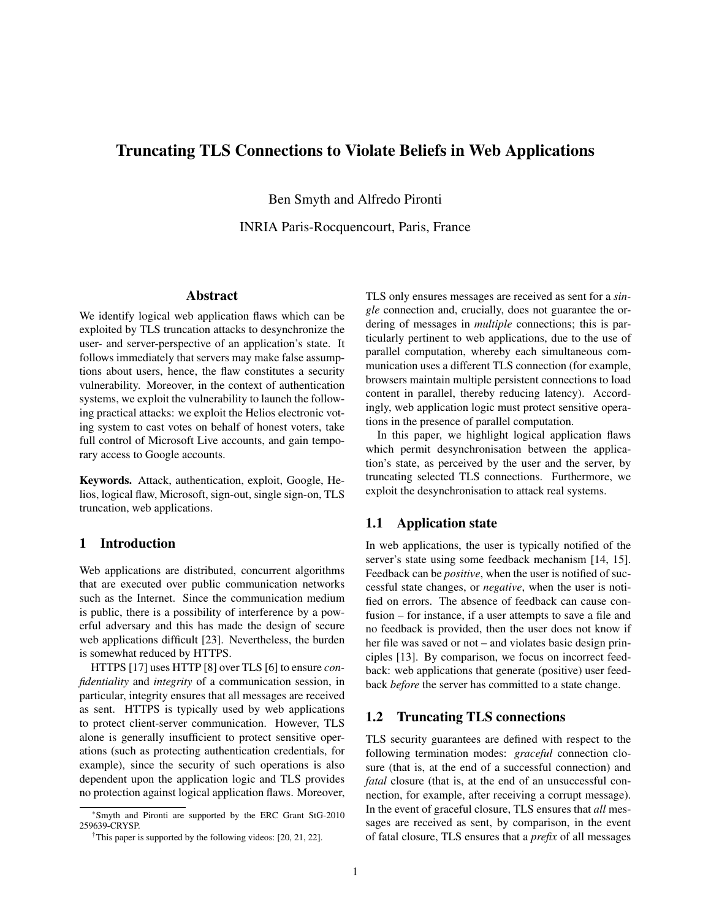# Truncating TLS Connections to Violate Beliefs in Web Applications

Ben Smyth and Alfredo Pironti

INRIA Paris-Rocquencourt, Paris, France

## Abstract

We identify logical web application flaws which can be exploited by TLS truncation attacks to desynchronize the user- and server-perspective of an application's state. It follows immediately that servers may make false assumptions about users, hence, the flaw constitutes a security vulnerability. Moreover, in the context of authentication systems, we exploit the vulnerability to launch the following practical attacks: we exploit the Helios electronic voting system to cast votes on behalf of honest voters, take full control of Microsoft Live accounts, and gain temporary access to Google accounts.

**Keywords.** Attack, authentication, exploit, Google, Helios, logical flaw, Microsoft, sign-out, single sign-on, TLS truncation, web applications.

## 1 Introduction

Web applications are distributed, concurrent algorithms that are executed over public communication networks such as the Internet. Since the communication medium is public, there is a possibility of interference by a powerful adversary and this has made the design of secure web applications difficult [23]. Nevertheless, the burden is somewhat reduced by HTTPS.

HTTPS [17] uses HTTP [8] over TLS [6] to ensure *confidentiality* and *integrity* of a communication session, in particular, integrity ensures that all messages are received as sent. HTTPS is typically used by web applications to protect client-server communication. However, TLS alone is generally insufficient to protect sensitive operations (such as protecting authentication credentials, for example), since the security of such operations is also dependent upon the application logic and TLS provides no protection against logical application flaws. Moreover, TLS only ensures messages are received as sent for a *single* connection and, crucially, does not guarantee the ordering of messages in *multiple* connections; this is particularly pertinent to web applications, due to the use of parallel computation, whereby each simultaneous communication uses a different TLS connection (for example, browsers maintain multiple persistent connections to load content in parallel, thereby reducing latency). Accordingly, web application logic must protect sensitive operations in the presence of parallel computation.

In this paper, we highlight logical application flaws which permit desynchronisation between the application's state, as perceived by the user and the server, by truncating selected TLS connections. Furthermore, we exploit the desynchronisation to attack real systems.

### 1.1 Application state

In web applications, the user is typically notified of the server's state using some feedback mechanism [14, 15]. Feedback can be *positive*, when the user is notified of successful state changes, or *negative*, when the user is notified on errors. The absence of feedback can cause confusion – for instance, if a user attempts to save a file and no feedback is provided, then the user does not know if her file was saved or not – and violates basic design principles [13]. By comparison, we focus on incorrect feedback: web applications that generate (positive) user feedback *before* the server has committed to a state change.

### 1.2 Truncating TLS connections

TLS security guarantees are defined with respect to the following termination modes: *graceful* connection closure (that is, at the end of a successful connection) and *fatal* closure (that is, at the end of an unsuccessful connection, for example, after receiving a corrupt message). In the event of graceful closure, TLS ensures that *all* messages are received as sent, by comparison, in the event of fatal closure, TLS ensures that a *prefix* of all messages

*Smyth and Pironti are supported by the ERC Grant StG-2010 259639-CRYSP.

†This paper is supported by the following videos: [20, 21, 22].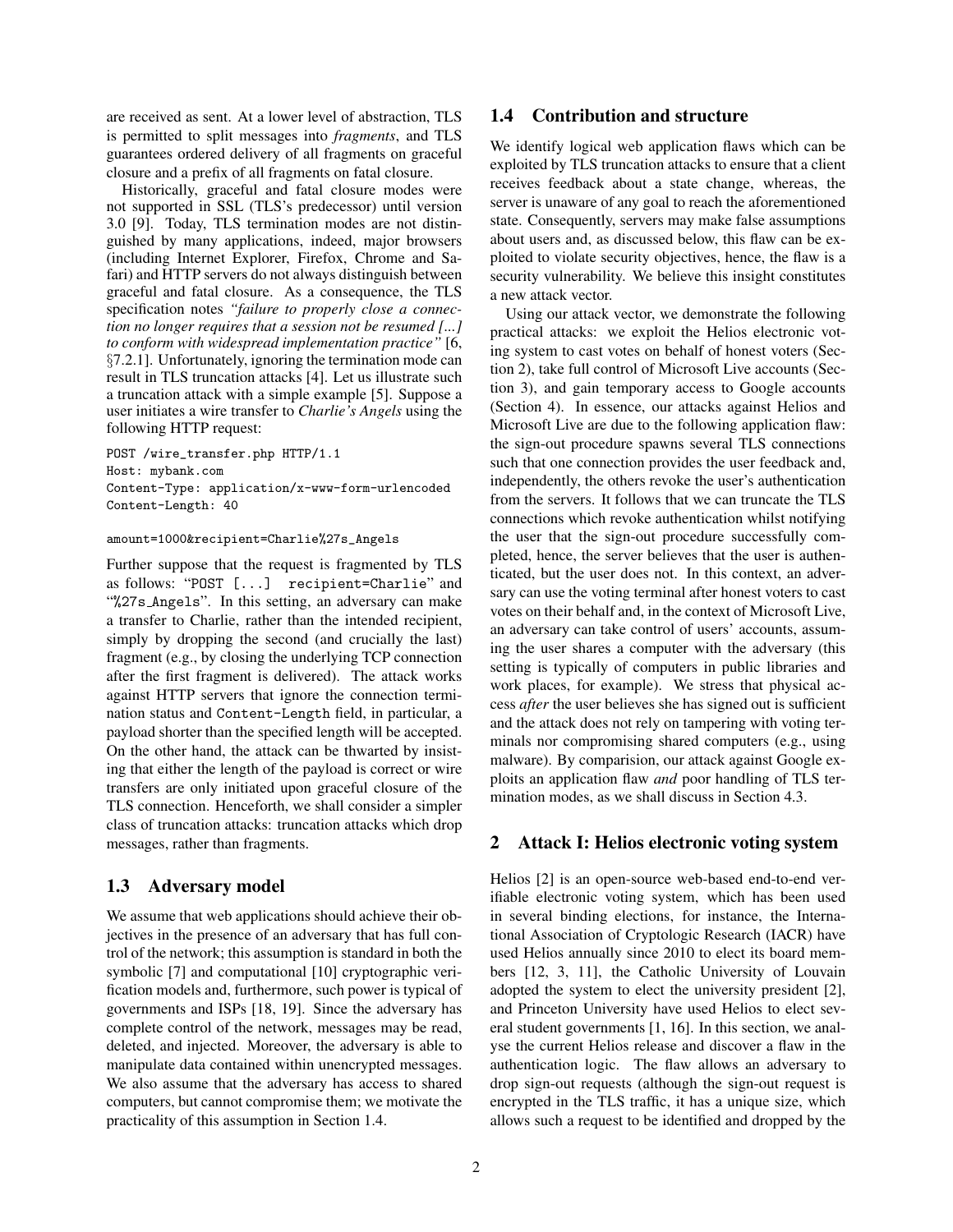are received as sent. At a lower level of abstraction, TLS is permitted to split messages into *fragments*, and TLS guarantees ordered delivery of all fragments on graceful closure and a prefix of all fragments on fatal closure.

Historically, graceful and fatal closure modes were not supported in SSL (TLS's predecessor) until version 3.0 [9]. Today, TLS termination modes are not distinguished by many applications, indeed, major browsers (including Internet Explorer, Firefox, Chrome and Safari) and HTTP servers do not always distinguish between graceful and fatal closure. As a consequence, the TLS specification notes *"failure to properly close a connection no longer requires that a session not be resumed [...] to conform with widespread implementation practice"* [6, §7.2.1]. Unfortunately, ignoring the termination mode can result in TLS truncation attacks [4]. Let us illustrate such a truncation attack with a simple example [5]. Suppose a user initiates a wire transfer to *Charlie's Angels* using the following HTTP request:

```
POST /wire_transfer.php HTTP/1.1
Host: mybank.com
Content-Type: application/x-www-form-urlencoded
Content-Length: 40

amount=1000&recipient=Charlie%27s_Angels
```

Further suppose that the request is fragmented by TLS as follows: "`POST [...]  recipient=Charlie`" and "`%27s_Angels`". In this setting, an adversary can make a transfer to Charlie, rather than the intended recipient, simply by dropping the second (and crucially the last) fragment (e.g., by closing the underlying TCP connection after the first fragment is delivered). The attack works against HTTP servers that ignore the connection termination status and `Content-Length` field, in particular, a payload shorter than the specified length will be accepted. On the other hand, the attack can be thwarted by insisting that either the length of the payload is correct or wire transfers are only initiated upon graceful closure of the TLS connection. Henceforth, we shall consider a simpler class of truncation attacks: truncation attacks which drop messages, rather than fragments.

### 1.3 Adversary model

We assume that web applications should achieve their objectives in the presence of an adversary that has full control of the network; this assumption is standard in both the symbolic [7] and computational [10] cryptographic verification models and, furthermore, such power is typical of governments and ISPs [18, 19]. Since the adversary has complete control of the network, messages may be read, deleted, and injected. Moreover, the adversary is able to manipulate data contained within unencrypted messages. We also assume that the adversary has access to shared computers, but cannot compromise them; we motivate the practicality of this assumption in Section 1.4.

### 1.4 Contribution and structure

We identify logical web application flaws which can be exploited by TLS truncation attacks to ensure that a client receives feedback about a state change, whereas, the server is unaware of any goal to reach the aforementioned state. Consequently, servers may make false assumptions about users and, as discussed below, this flaw can be exploited to violate security objectives, hence, the flaw is a security vulnerability. We believe this insight constitutes a new attack vector.

Using our attack vector, we demonstrate the following practical attacks: we exploit the Helios electronic voting system to cast votes on behalf of honest voters (Section 2), take full control of Microsoft Live accounts (Section 3), and gain temporary access to Google accounts (Section 4). In essence, our attacks against Helios and Microsoft Live are due to the following application flaw: the sign-out procedure spawns several TLS connections such that one connection provides the user feedback and, independently, the others revoke the user's authentication from the servers. It follows that we can truncate the TLS connections which revoke authentication whilst notifying the user that the sign-out procedure successfully completed, hence, the server believes that the user is authenticated, but the user does not. In this context, an adversary can use the voting terminal after honest voters to cast votes on their behalf and, in the context of Microsoft Live, an adversary can take control of users' accounts, assuming the user shares a computer with the adversary (this setting is typically of computers in public libraries and work places, for example). We stress that physical access *after* the user believes she has signed out is sufficient and the attack does not rely on tampering with voting terminals nor compromising shared computers (e.g., using malware). By comparision, our attack against Google exploits an application flaw *and* poor handling of TLS termination modes, as we shall discuss in Section 4.3.

## 2 Attack I: Helios electronic voting system

Helios [2] is an open-source web-based end-to-end verifiable electronic voting system, which has been used in several binding elections, for instance, the International Association of Cryptologic Research (IACR) have used Helios annually since 2010 to elect its board members [12, 3, 11], the Catholic University of Louvain adopted the system to elect the university president [2], and Princeton University have used Helios to elect several student governments [1, 16]. In this section, we analyse the current Helios release and discover a flaw in the authentication logic. The flaw allows an adversary to drop sign-out requests (although the sign-out request is encrypted in the TLS traffic, it has a unique size, which allows such a request to be identified and dropped by the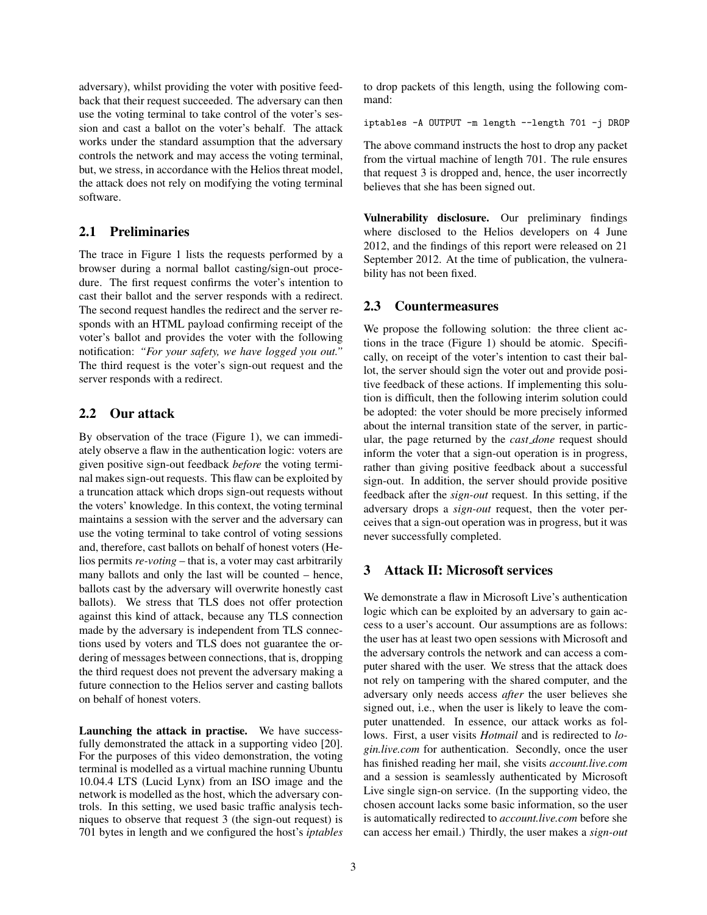adversary), whilst providing the voter with positive feedback that their request succeeded. The adversary can then use the voting terminal to take control of the voter's session and cast a ballot on the voter's behalf. The attack works under the standard assumption that the adversary controls the network and may access the voting terminal, but, we stress, in accordance with the Helios threat model, the attack does not rely on modifying the voting terminal software.

## 2.1 Preliminaries

The trace in Figure 1 lists the requests performed by a browser during a normal ballot casting/sign-out procedure. The first request confirms the voter's intention to cast their ballot and the server responds with a redirect. The second request handles the redirect and the server responds with an HTML payload confirming receipt of the voter's ballot and provides the voter with the following notification: *"For your safety, we have logged you out."* The third request is the voter's sign-out request and the server responds with a redirect.

## 2.2 Our attack

By observation of the trace (Figure 1), we can immediately observe a flaw in the authentication logic: voters are given positive sign-out feedback *before* the voting terminal makes sign-out requests. This flaw can be exploited by a truncation attack which drops sign-out requests without the voters' knowledge. In this context, the voting terminal maintains a session with the server and the adversary can use the voting terminal to take control of voting sessions and, therefore, cast ballots on behalf of honest voters (Helios permits *re-voting* – that is, a voter may cast arbitrarily many ballots and only the last will be counted – hence, ballots cast by the adversary will overwrite honestly cast ballots). We stress that TLS does not offer protection against this kind of attack, because any TLS connection made by the adversary is independent from TLS connections used by voters and TLS does not guarantee the ordering of messages between connections, that is, dropping the third request does not prevent the adversary making a future connection to the Helios server and casting ballots on behalf of honest voters.

**Launching the attack in practise.** We have successfully demonstrated the attack in a supporting video [20]. For the purposes of this video demonstration, the voting terminal is modelled as a virtual machine running Ubuntu 10.04.4 LTS (Lucid Lynx) from an ISO image and the network is modelled as the host, which the adversary controls. In this setting, we used basic traffic analysis techniques to observe that request 3 (the sign-out request) is 701 bytes in length and we configured the host's *iptables* to drop packets of this length, using the following command:

```
iptables -A OUTPUT -m length --length 701 -j DROP
```

The above command instructs the host to drop any packet from the virtual machine of length 701. The rule ensures that request 3 is dropped and, hence, the user incorrectly believes that she has been signed out.

**Vulnerability disclosure.** Our preliminary findings where disclosed to the Helios developers on 4 June 2012, and the findings of this report were released on 21 September 2012. At the time of publication, the vulnerability has not been fixed.

## 2.3 Countermeasures

We propose the following solution: the three client actions in the trace (Figure 1) should be atomic. Specifically, on receipt of the voter's intention to cast their ballot, the server should sign the voter out and provide positive feedback of these actions. If implementing this solution is difficult, then the following interim solution could be adopted: the voter should be more precisely informed about the internal transition state of the server, in particular, the page returned by the *cast_done* request should inform the voter that a sign-out operation is in progress, rather than giving positive feedback about a successful sign-out. In addition, the server should provide positive feedback after the *sign-out* request. In this setting, if the adversary drops a *sign-out* request, then the voter perceives that a sign-out operation was in progress, but it was never successfully completed.

# 3 Attack II: Microsoft services

We demonstrate a flaw in Microsoft Live's authentication logic which can be exploited by an adversary to gain access to a user's account. Our assumptions are as follows: the user has at least two open sessions with Microsoft and the adversary controls the network and can access a computer shared with the user. We stress that the attack does not rely on tampering with the shared computer, and the adversary only needs access *after* the user believes she signed out, i.e., when the user is likely to leave the computer unattended. In essence, our attack works as follows. First, a user visits *Hotmail* and is redirected to *login.live.com* for authentication. Secondly, once the user has finished reading her mail, she visits *account.live.com* and a session is seamlessly authenticated by Microsoft Live single sign-on service. (In the supporting video, the chosen account lacks some basic information, so the user is automatically redirected to *account.live.com* before she can access her email.) Thirdly, the user makes a *sign-out*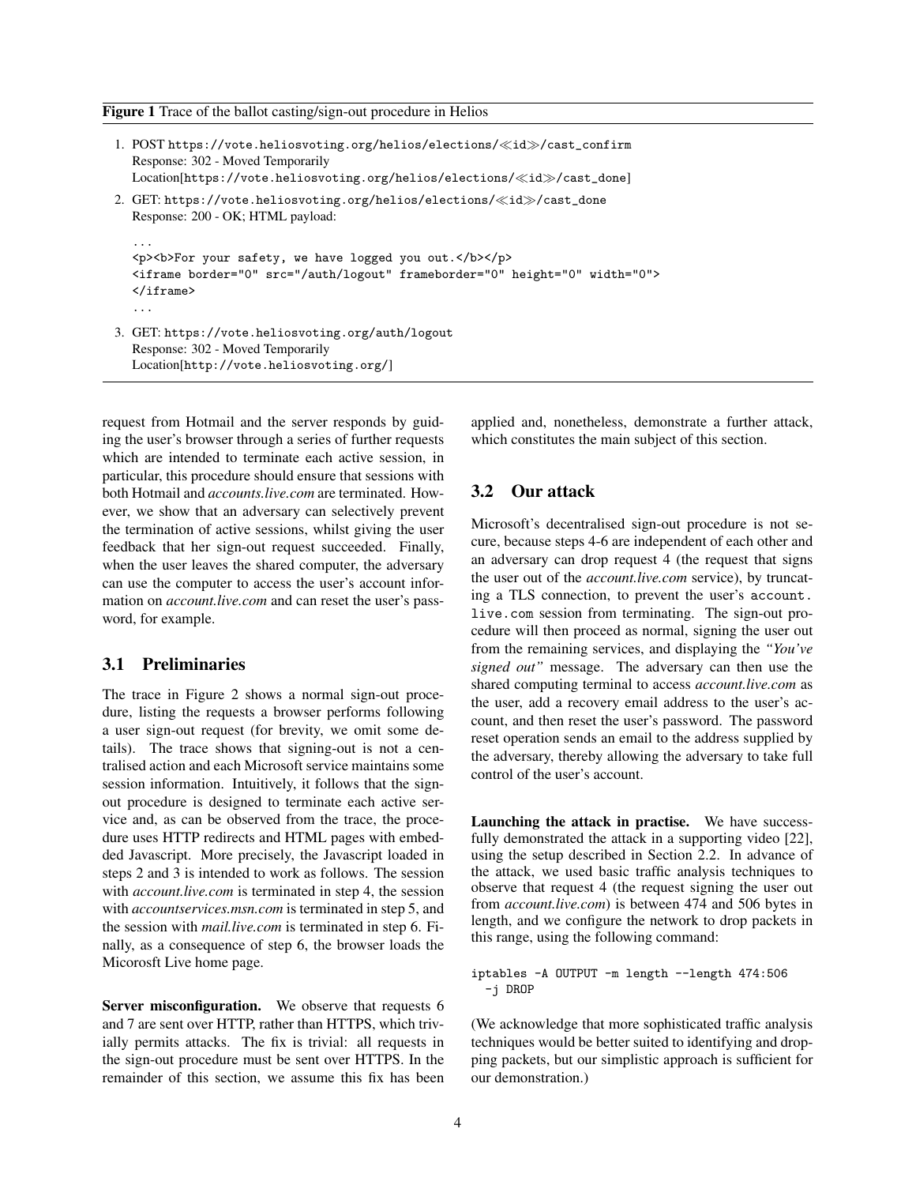**Figure 1** Trace of the ballot casting/sign-out procedure in Helios

1. POST `https://vote.heliosvoting.org/helios/elections/≪id≫/cast_confirm`
   Response: 302 - Moved Temporarily
   Location[`https://vote.heliosvoting.org/helios/elections/≪id≫/cast_done`]
2. GET: `https://vote.heliosvoting.org/helios/elections/≪id≫/cast_done`
   Response: 200 - OK; HTML payload:

   ```
   ...
   <p><b>For your safety, we have logged you out.</b></p>
   <iframe border="0" src="/auth/logout" frameborder="0" height="0" width="0">
   </iframe>
   ...
   ```
3. GET: `https://vote.heliosvoting.org/auth/logout`
   Response: 302 - Moved Temporarily
   Location[`http://vote.heliosvoting.org/`]

request from Hotmail and the server responds by guiding the user's browser through a series of further requests which are intended to terminate each active session, in particular, this procedure should ensure that sessions with both Hotmail and *accounts.live.com* are terminated. However, we show that an adversary can selectively prevent the termination of active sessions, whilst giving the user feedback that her sign-out request succeeded. Finally, when the user leaves the shared computer, the adversary can use the computer to access the user's account information on *account.live.com* and can reset the user's password, for example.

### 3.1 Preliminaries

The trace in Figure 2 shows a normal sign-out procedure, listing the requests a browser performs following a user sign-out request (for brevity, we omit some details). The trace shows that signing-out is not a centralised action and each Microsoft service maintains some session information. Intuitively, it follows that the sign-out procedure is designed to terminate each active service and, as can be observed from the trace, the procedure uses HTTP redirects and HTML pages with embedded Javascript. More precisely, the Javascript loaded in steps 2 and 3 is intended to work as follows. The session with *account.live.com* is terminated in step 4, the session with *accountservices.msn.com* is terminated in step 5, and the session with *mail.live.com* is terminated in step 6. Finally, as a consequence of step 6, the browser loads the Micorosft Live home page.

**Server misconfiguration.** We observe that requests 6 and 7 are sent over HTTP, rather than HTTPS, which trivially permits attacks. The fix is trivial: all requests in the sign-out procedure must be sent over HTTPS. In the remainder of this section, we assume this fix has been applied and, nonetheless, demonstrate a further attack, which constitutes the main subject of this section.

### 3.2 Our attack

Microsoft's decentralised sign-out procedure is not secure, because steps 4-6 are independent of each other and an adversary can drop request 4 (the request that signs the user out of the *account.live.com* service), by truncating a TLS connection, to prevent the user's `account.live.com` session from terminating. The sign-out procedure will then proceed as normal, signing the user out from the remaining services, and displaying the *"You've signed out"* message. The adversary can then use the shared computing terminal to access *account.live.com* as the user, add a recovery email address to the user's account, and then reset the user's password. The password reset operation sends an email to the address supplied by the adversary, thereby allowing the adversary to take full control of the user's account.

**Launching the attack in practise.** We have successfully demonstrated the attack in a supporting video [22], using the setup described in Section 2.2. In advance of the attack, we used basic traffic analysis techniques to observe that request 4 (the request signing the user out from *account.live.com*) is between 474 and 506 bytes in length, and we configure the network to drop packets in this range, using the following command:

```
iptables -A OUTPUT -m length --length 474:506
  -j DROP
```

(We acknowledge that more sophisticated traffic analysis techniques would be better suited to identifying and dropping packets, but our simplistic approach is sufficient for our demonstration.)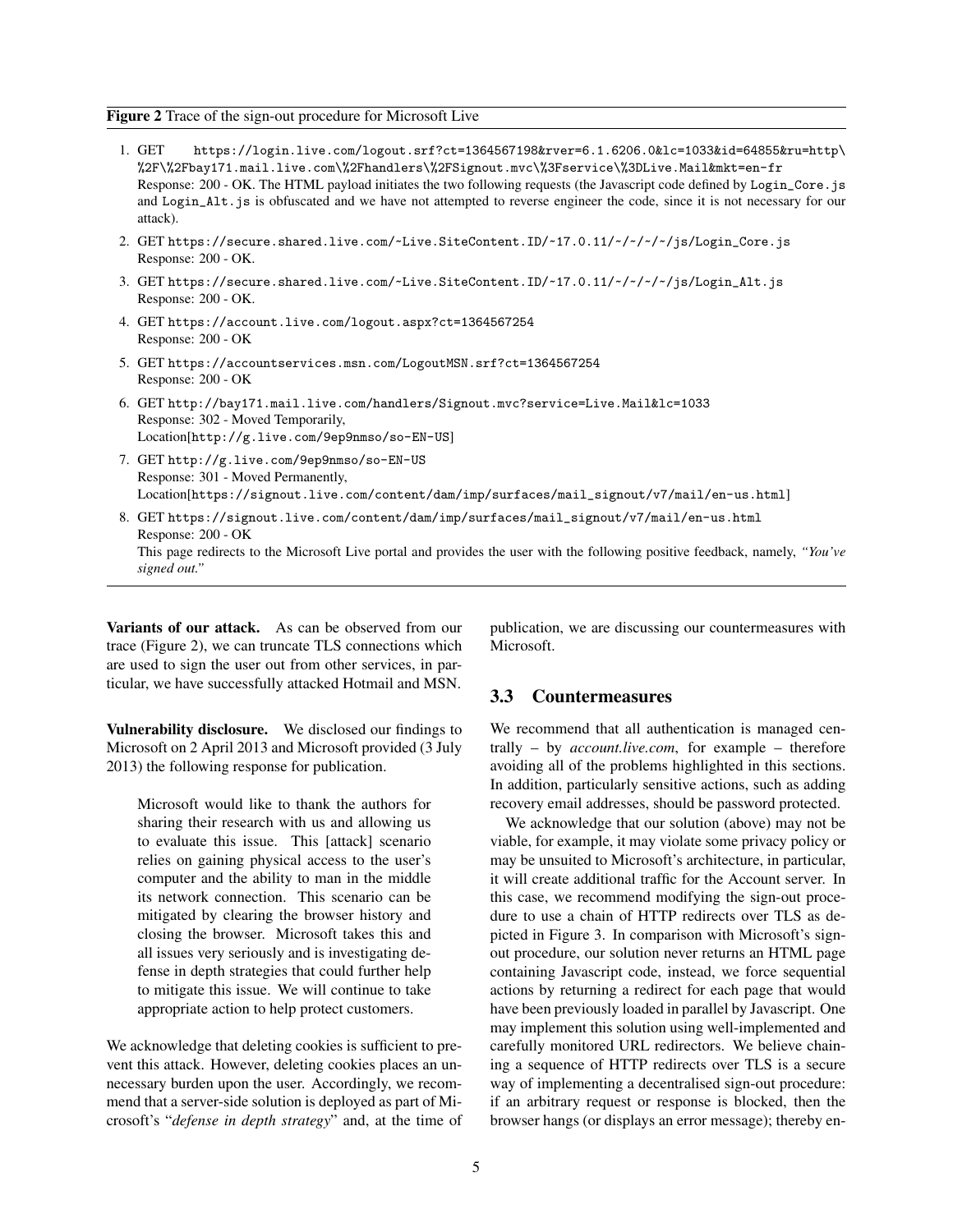**Figure 2** Trace of the sign-out procedure for Microsoft Live

1. GET `https://login.live.com/logout.srf?ct=1364567198&rver=6.1.6206.0&lc=1033&id=64855&ru=http\%2F\%2Fbay171.mail.live.com\%2Fhandlers\%2FSignout.mvc\%3Fservice\%3DLive.Mail&mkt=en-fr`
   Response: 200 - OK. The HTML payload initiates the two following requests (the Javascript code defined by `Login_Core.js` and `Login_Alt.js` is obfuscated and we have not attempted to reverse engineer the code, since it is not necessary for our attack).
2. GET `https://secure.shared.live.com/~Live.SiteContent.ID/~17.0.11/~/~/~/~/js/Login_Core.js`
   Response: 200 - OK.
3. GET `https://secure.shared.live.com/~Live.SiteContent.ID/~17.0.11/~/~/~/~/js/Login_Alt.js`
   Response: 200 - OK.
4. GET `https://account.live.com/logout.aspx?ct=1364567254`
   Response: 200 - OK
5. GET `https://accountservices.msn.com/LogoutMSN.srf?ct=1364567254`
   Response: 200 - OK
6. GET `http://bay171.mail.live.com/handlers/Signout.mvc?service=Live.Mail&lc=1033`
   Response: 302 - Moved Temporarily,
   Location[`http://g.live.com/9ep9nmso/so-EN-US`]
7. GET `http://g.live.com/9ep9nmso/so-EN-US`
   Response: 301 - Moved Permanently,
   Location[`https://signout.live.com/content/dam/imp/surfaces/mail_signout/v7/mail/en-us.html`]
8. GET `https://signout.live.com/content/dam/imp/surfaces/mail_signout/v7/mail/en-us.html`
   Response: 200 - OK
   This page redirects to the Microsoft Live portal and provides the user with the following positive feedback, namely, *"You've signed out."*

**Variants of our attack.** As can be observed from our trace (Figure 2), we can truncate TLS connections which are used to sign the user out from other services, in particular, we have successfully attacked Hotmail and MSN.

**Vulnerability disclosure.** We disclosed our findings to Microsoft on 2 April 2013 and Microsoft provided (3 July 2013) the following response for publication.

> Microsoft would like to thank the authors for sharing their research with us and allowing us to evaluate this issue. This [attack] scenario relies on gaining physical access to the user's computer and the ability to man in the middle its network connection. This scenario can be mitigated by clearing the browser history and closing the browser. Microsoft takes this and all issues very seriously and is investigating defense in depth strategies that could further help to mitigate this issue. We will continue to take appropriate action to help protect customers.

We acknowledge that deleting cookies is sufficient to prevent this attack. However, deleting cookies places an unnecessary burden upon the user. Accordingly, we recommend that a server-side solution is deployed as part of Microsoft's "*defense in depth strategy*" and, at the time of publication, we are discussing our countermeasures with Microsoft.

### 3.3 Countermeasures

We recommend that all authentication is managed centrally – by *account.live.com*, for example – therefore avoiding all of the problems highlighted in this sections. In addition, particularly sensitive actions, such as adding recovery email addresses, should be password protected.

We acknowledge that our solution (above) may not be viable, for example, it may violate some privacy policy or may be unsuited to Microsoft's architecture, in particular, it will create additional traffic for the Account server. In this case, we recommend modifying the sign-out procedure to use a chain of HTTP redirects over TLS as depicted in Figure 3. In comparison with Microsoft's sign-out procedure, our solution never returns an HTML page containing Javascript code, instead, we force sequential actions by returning a redirect for each page that would have been previously loaded in parallel by Javascript. One may implement this solution using well-implemented and carefully monitored URL redirectors. We believe chaining a sequence of HTTP redirects over TLS is a secure way of implementing a decentralised sign-out procedure: if an arbitrary request or response is blocked, then the browser hangs (or displays an error message); thereby en-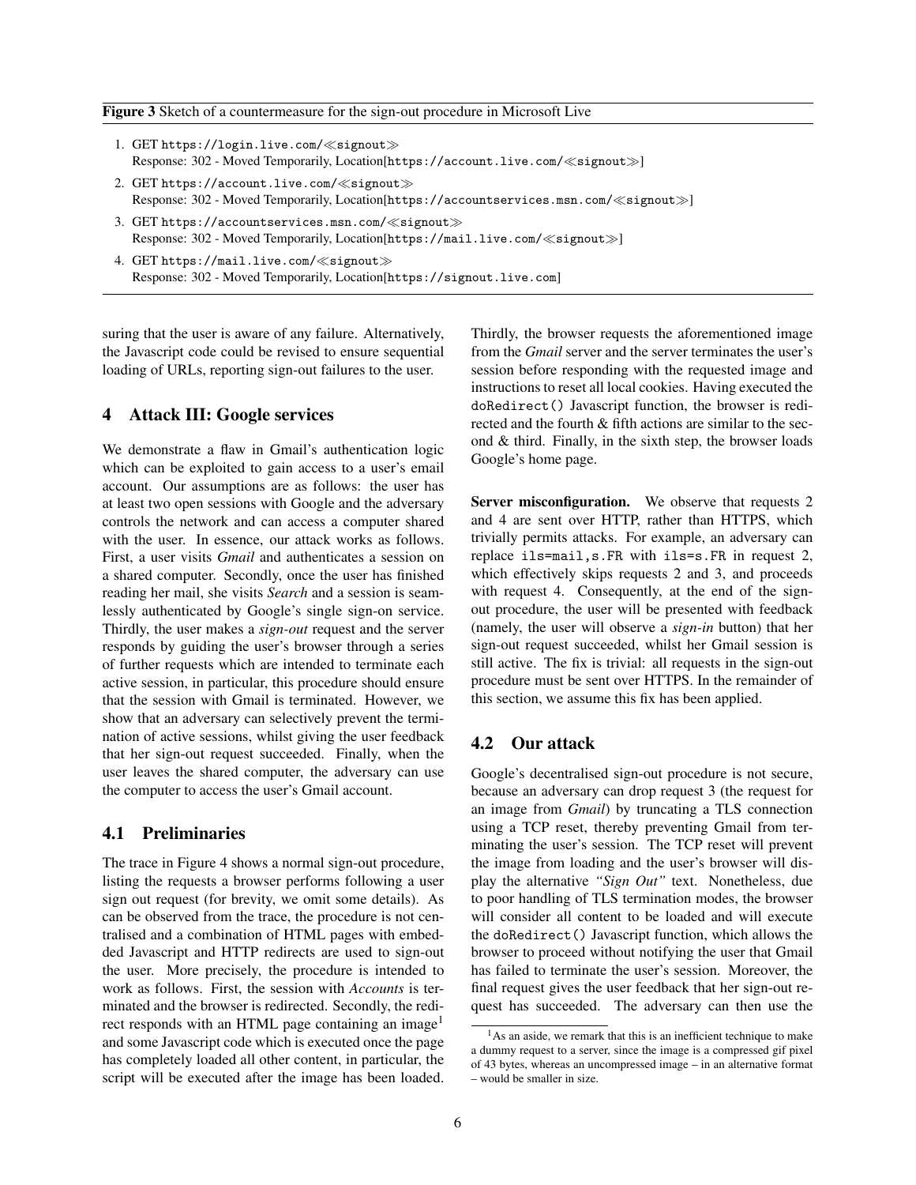**Figure 3** Sketch of a countermeasure for the sign-out procedure in Microsoft Live

1. GET `https://login.live.com/≪signout≫`
   Response: 302 - Moved Temporarily, Location[`https://account.live.com/≪signout≫`]
2. GET `https://account.live.com/≪signout≫`
   Response: 302 - Moved Temporarily, Location[`https://accountservices.msn.com/≪signout≫`]
3. GET `https://accountservices.msn.com/≪signout≫`
   Response: 302 - Moved Temporarily, Location[`https://mail.live.com/≪signout≫`]
4. GET `https://mail.live.com/≪signout≫`
   Response: 302 - Moved Temporarily, Location[`https://signout.live.com`]

suring that the user is aware of any failure. Alternatively, the Javascript code could be revised to ensure sequential loading of URLs, reporting sign-out failures to the user.

## 4 Attack III: Google services

We demonstrate a flaw in Gmail's authentication logic which can be exploited to gain access to a user's email account. Our assumptions are as follows: the user has at least two open sessions with Google and the adversary controls the network and can access a computer shared with the user. In essence, our attack works as follows. First, a user visits *Gmail* and authenticates a session on a shared computer. Secondly, once the user has finished reading her mail, she visits *Search* and a session is seamlessly authenticated by Google's single sign-on service. Thirdly, the user makes a *sign-out* request and the server responds by guiding the user's browser through a series of further requests which are intended to terminate each active session, in particular, this procedure should ensure that the session with Gmail is terminated. However, we show that an adversary can selectively prevent the termination of active sessions, whilst giving the user feedback that her sign-out request succeeded. Finally, when the user leaves the shared computer, the adversary can use the computer to access the user's Gmail account.

### 4.1 Preliminaries

The trace in Figure 4 shows a normal sign-out procedure, listing the requests a browser performs following a user sign out request (for brevity, we omit some details). As can be observed from the trace, the procedure is not centralised and a combination of HTML pages with embedded Javascript and HTTP redirects are used to sign-out the user. More precisely, the procedure is intended to work as follows. First, the session with *Accounts* is terminated and the browser is redirected. Secondly, the redirect responds with an HTML page containing an image[1] and some Javascript code which is executed once the page has completely loaded all other content, in particular, the script will be executed after the image has been loaded. Thirdly, the browser requests the aforementioned image from the *Gmail* server and the server terminates the user's session before responding with the requested image and instructions to reset all local cookies. Having executed the `doRedirect()` Javascript function, the browser is redirected and the fourth & fifth actions are similar to the second & third. Finally, in the sixth step, the browser loads Google's home page.

**Server misconfiguration.** We observe that requests 2 and 4 are sent over HTTP, rather than HTTPS, which trivially permits attacks. For example, an adversary can replace `ils=mail,s.FR` with `ils=s.FR` in request 2, which effectively skips requests 2 and 3, and proceeds with request 4. Consequently, at the end of the sign-out procedure, the user will be presented with feedback (namely, the user will observe a *sign-in* button) that her sign-out request succeeded, whilst her Gmail session is still active. The fix is trivial: all requests in the sign-out procedure must be sent over HTTPS. In the remainder of this section, we assume this fix has been applied.

### 4.2 Our attack

Google's decentralised sign-out procedure is not secure, because an adversary can drop request 3 (the request for an image from *Gmail*) by truncating a TLS connection using a TCP reset, thereby preventing Gmail from terminating the user's session. The TCP reset will prevent the image from loading and the user's browser will display the alternative *"Sign Out"* text. Nonetheless, due to poor handling of TLS termination modes, the browser will consider all content to be loaded and will execute the `doRedirect()` Javascript function, which allows the browser to proceed without notifying the user that Gmail has failed to terminate the user's session. Moreover, the final request gives the user feedback that her sign-out request has succeeded. The adversary can then use the

[1] As an aside, we remark that this is an inefficient technique to make a dummy request to a server, since the image is a compressed gif pixel of 43 bytes, whereas an uncompressed image – in an alternative format – would be smaller in size.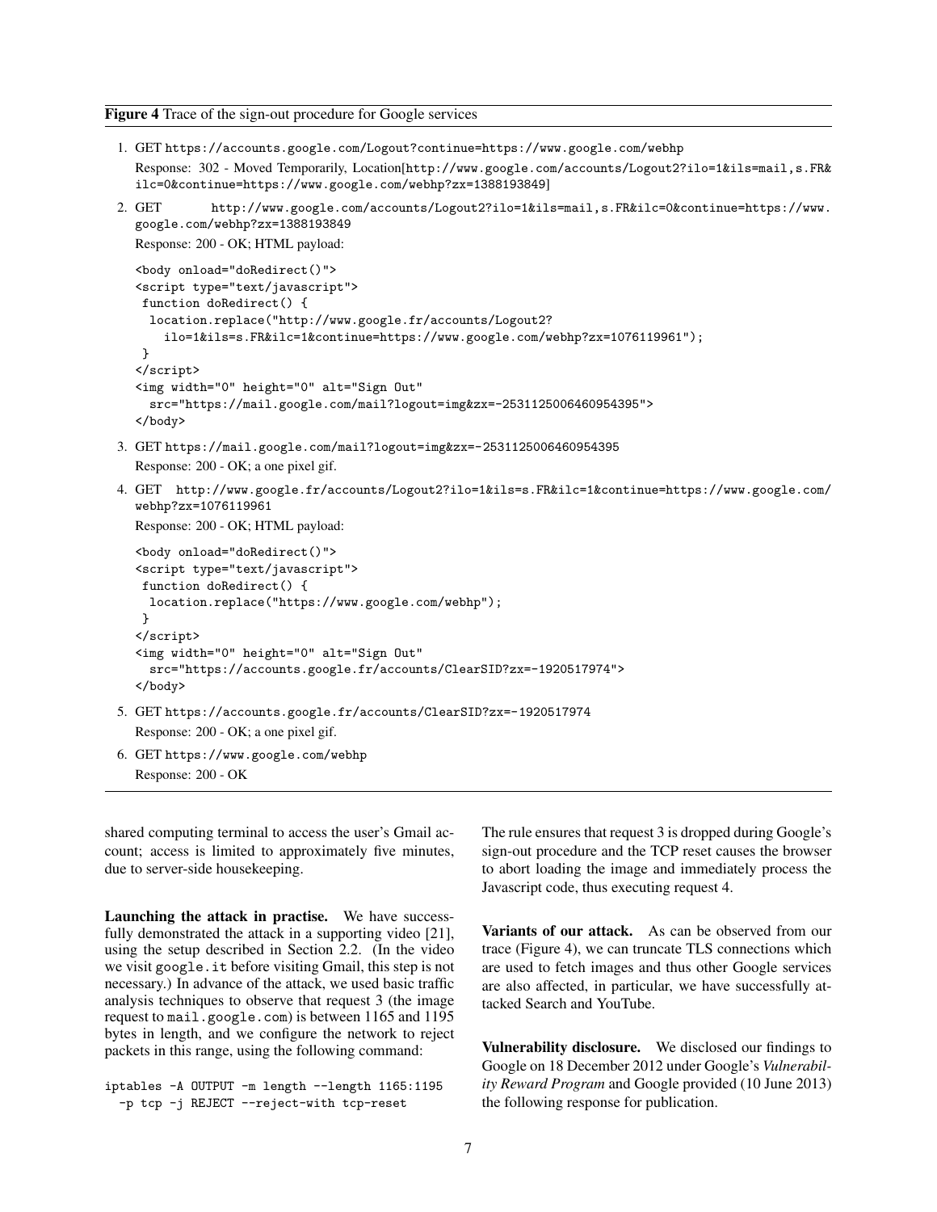**Figure 4** Trace of the sign-out procedure for Google services

1. GET `https://accounts.google.com/Logout?continue=https://www.google.com/webhp`

   Response: 302 - Moved Temporarily, Location[`http://www.google.com/accounts/Logout2?ilo=1&ils=mail,s.FR&ilc=0&continue=https://www.google.com/webhp?zx=1388193849`]

2. GET `http://www.google.com/accounts/Logout2?ilo=1&ils=mail,s.FR&ilc=0&continue=https://www.google.com/webhp?zx=1388193849`

   Response: 200 - OK; HTML payload:

   ```
   <body onload="doRedirect()">
   <script type="text/javascript">
    function doRedirect() {
     location.replace("http://www.google.fr/accounts/Logout2?
       ilo=1&ils=s.FR&ilc=1&continue=https://www.google.com/webhp?zx=1076119961");
    }
   </script>
   <img width="0" height="0" alt="Sign Out"
     src="https://mail.google.com/mail?logout=img&zx=-2531125006460954395">
   </body>
   ```

3. GET `https://mail.google.com/mail?logout=img&zx=-2531125006460954395`

   Response: 200 - OK; a one pixel gif.

4. GET `http://www.google.fr/accounts/Logout2?ilo=1&ils=s.FR&ilc=1&continue=https://www.google.com/webhp?zx=1076119961`

   Response: 200 - OK; HTML payload:

   ```
   <body onload="doRedirect()">
   <script type="text/javascript">
    function doRedirect() {
     location.replace("https://www.google.com/webhp");
    }
   </script>
   <img width="0" height="0" alt="Sign Out"
     src="https://accounts.google.fr/accounts/ClearSID?zx=-1920517974">
   </body>
   ```

5. GET `https://accounts.google.fr/accounts/ClearSID?zx=-1920517974`

   Response: 200 - OK; a one pixel gif.

6. GET `https://www.google.com/webhp`

   Response: 200 - OK

shared computing terminal to access the user's Gmail account; access is limited to approximately five minutes, due to server-side housekeeping.

**Launching the attack in practise.** We have successfully demonstrated the attack in a supporting video [21], using the setup described in Section 2.2. (In the video we visit `google.it` before visiting Gmail, this step is not necessary.) In advance of the attack, we used basic traffic analysis techniques to observe that request 3 (the image request to `mail.google.com`) is between 1165 and 1195 bytes in length, and we configure the network to reject packets in this range, using the following command:

```
iptables -A OUTPUT -m length --length 1165:1195
  -p tcp -j REJECT --reject-with tcp-reset
```

The rule ensures that request 3 is dropped during Google's sign-out procedure and the TCP reset causes the browser to abort loading the image and immediately process the Javascript code, thus executing request 4.

**Variants of our attack.** As can be observed from our trace (Figure 4), we can truncate TLS connections which are used to fetch images and thus other Google services are also affected, in particular, we have successfully attacked Search and YouTube.

**Vulnerability disclosure.** We disclosed our findings to Google on 18 December 2012 under Google's *Vulnerability Reward Program* and Google provided (10 June 2013) the following response for publication.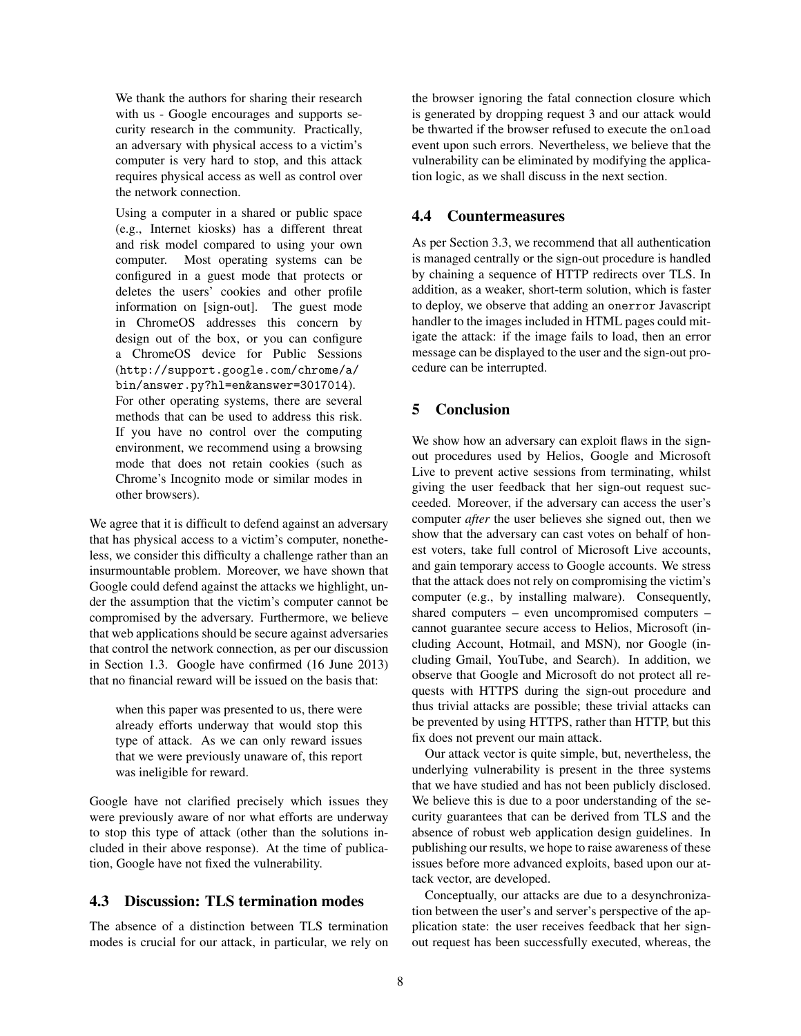> We thank the authors for sharing their research with us - Google encourages and supports security research in the community. Practically, an adversary with physical access to a victim's computer is very hard to stop, and this attack requires physical access as well as control over the network connection.
>
> Using a computer in a shared or public space (e.g., Internet kiosks) has a different threat and risk model compared to using your own computer. Most operating systems can be configured in a guest mode that protects or deletes the users' cookies and other profile information on [sign-out]. The guest mode in ChromeOS addresses this concern by design out of the box, or you can configure a ChromeOS device for Public Sessions (`http://support.google.com/chrome/a/bin/answer.py?hl=en&answer=3017014`). For other operating systems, there are several methods that can be used to address this risk. If you have no control over the computing environment, we recommend using a browsing mode that does not retain cookies (such as Chrome's Incognito mode or similar modes in other browsers).

We agree that it is difficult to defend against an adversary that has physical access to a victim's computer, nonetheless, we consider this difficulty a challenge rather than an insurmountable problem. Moreover, we have shown that Google could defend against the attacks we highlight, under the assumption that the victim's computer cannot be compromised by the adversary. Furthermore, we believe that web applications should be secure against adversaries that control the network connection, as per our discussion in Section 1.3. Google have confirmed (16 June 2013) that no financial reward will be issued on the basis that:

> when this paper was presented to us, there were already efforts underway that would stop this type of attack. As we can only reward issues that we were previously unaware of, this report was ineligible for reward.

Google have not clarified precisely which issues they were previously aware of nor what efforts are underway to stop this type of attack (other than the solutions included in their above response). At the time of publication, Google have not fixed the vulnerability.

## 4.3 Discussion: TLS termination modes

The absence of a distinction between TLS termination modes is crucial for our attack, in particular, we rely on the browser ignoring the fatal connection closure which is generated by dropping request 3 and our attack would be thwarted if the browser refused to execute the `onload` event upon such errors. Nevertheless, we believe that the vulnerability can be eliminated by modifying the application logic, as we shall discuss in the next section.

## 4.4 Countermeasures

As per Section 3.3, we recommend that all authentication is managed centrally or the sign-out procedure is handled by chaining a sequence of HTTP redirects over TLS. In addition, as a weaker, short-term solution, which is faster to deploy, we observe that adding an `onerror` Javascript handler to the images included in HTML pages could mitigate the attack: if the image fails to load, then an error message can be displayed to the user and the sign-out procedure can be interrupted.

# 5 Conclusion

We show how an adversary can exploit flaws in the sign-out procedures used by Helios, Google and Microsoft Live to prevent active sessions from terminating, whilst giving the user feedback that her sign-out request succeeded. Moreover, if the adversary can access the user's computer *after* the user believes she signed out, then we show that the adversary can cast votes on behalf of honest voters, take full control of Microsoft Live accounts, and gain temporary access to Google accounts. We stress that the attack does not rely on compromising the victim's computer (e.g., by installing malware). Consequently, shared computers – even uncompromised computers – cannot guarantee secure access to Helios, Microsoft (including Account, Hotmail, and MSN), nor Google (including Gmail, YouTube, and Search). In addition, we observe that Google and Microsoft do not protect all requests with HTTPS during the sign-out procedure and thus trivial attacks are possible; these trivial attacks can be prevented by using HTTPS, rather than HTTP, but this fix does not prevent our main attack.

Our attack vector is quite simple, but, nevertheless, the underlying vulnerability is present in the three systems that we have studied and has not been publicly disclosed. We believe this is due to a poor understanding of the security guarantees that can be derived from TLS and the absence of robust web application design guidelines. In publishing our results, we hope to raise awareness of these issues before more advanced exploits, based upon our attack vector, are developed.

Conceptually, our attacks are due to a desynchronization between the user's and server's perspective of the application state: the user receives feedback that her sign-out request has been successfully executed, whereas, the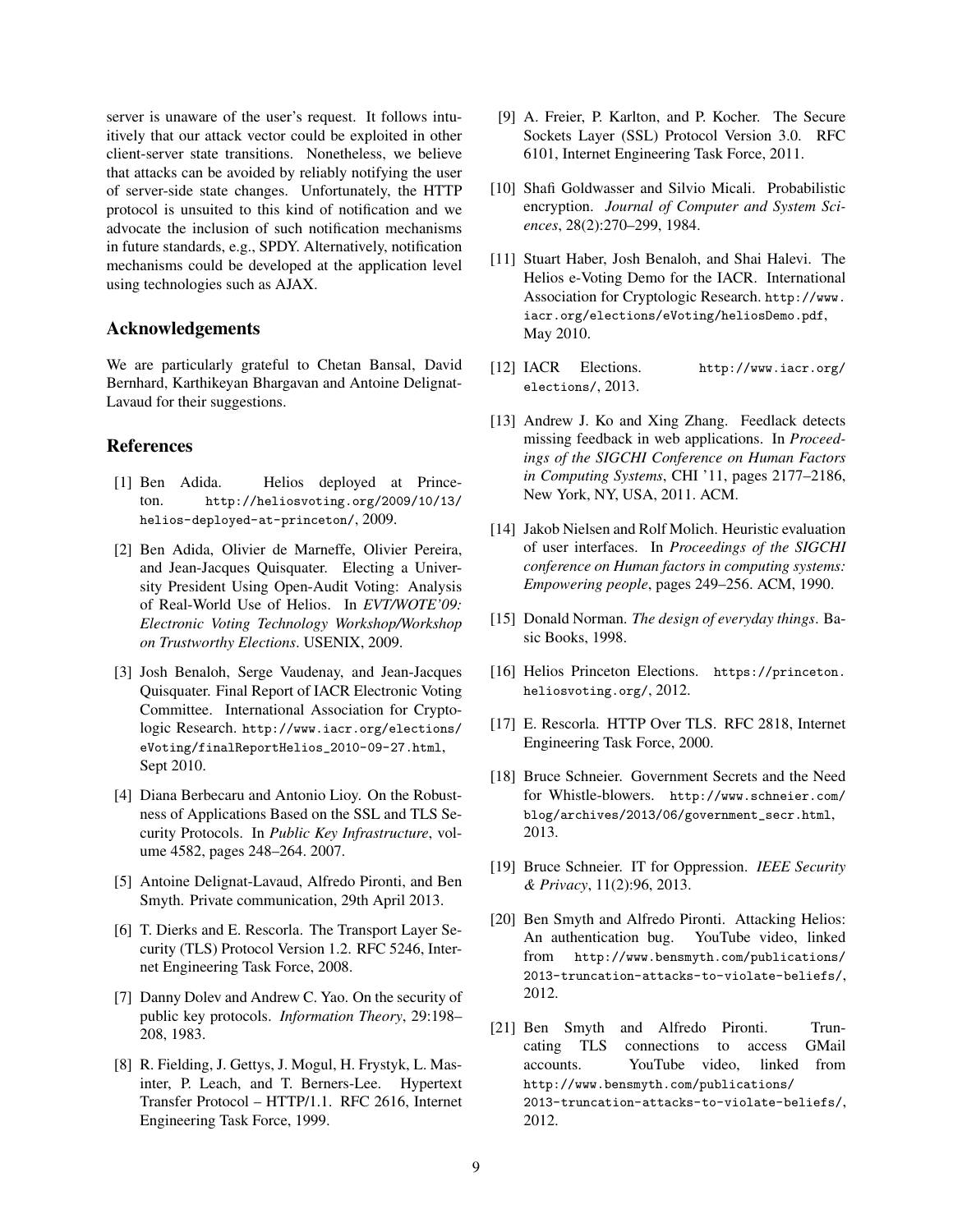server is unaware of the user's request. It follows intuitively that our attack vector could be exploited in other client-server state transitions. Nonetheless, we believe that attacks can be avoided by reliably notifying the user of server-side state changes. Unfortunately, the HTTP protocol is unsuited to this kind of notification and we advocate the inclusion of such notification mechanisms in future standards, e.g., SPDY. Alternatively, notification mechanisms could be developed at the application level using technologies such as AJAX.

## Acknowledgements

We are particularly grateful to Chetan Bansal, David Bernhard, Karthikeyan Bhargavan and Antoine Delignat-Lavaud for their suggestions.

## References

[1] Ben Adida. Helios deployed at Princeton. http://heliosvoting.org/2009/10/13/helios-deployed-at-princeton/, 2009.

[2] Ben Adida, Olivier de Marneffe, Olivier Pereira, and Jean-Jacques Quisquater. Electing a University President Using Open-Audit Voting: Analysis of Real-World Use of Helios. In *EVT/WOTE'09: Electronic Voting Technology Workshop/Workshop on Trustworthy Elections*. USENIX, 2009.

[3] Josh Benaloh, Serge Vaudenay, and Jean-Jacques Quisquater. Final Report of IACR Electronic Voting Committee. International Association for Cryptologic Research. http://www.iacr.org/elections/eVoting/finalReportHelios_2010-09-27.html, Sept 2010.

[4] Diana Berbecaru and Antonio Lioy. On the Robustness of Applications Based on the SSL and TLS Security Protocols. In *Public Key Infrastructure*, volume 4582, pages 248–264. 2007.

[5] Antoine Delignat-Lavaud, Alfredo Pironti, and Ben Smyth. Private communication, 29th April 2013.

[6] T. Dierks and E. Rescorla. The Transport Layer Security (TLS) Protocol Version 1.2. RFC 5246, Internet Engineering Task Force, 2008.

[7] Danny Dolev and Andrew C. Yao. On the security of public key protocols. *Information Theory*, 29:198–208, 1983.

[8] R. Fielding, J. Gettys, J. Mogul, H. Frystyk, L. Masinter, P. Leach, and T. Berners-Lee. Hypertext Transfer Protocol – HTTP/1.1. RFC 2616, Internet Engineering Task Force, 1999.

[9] A. Freier, P. Karlton, and P. Kocher. The Secure Sockets Layer (SSL) Protocol Version 3.0. RFC 6101, Internet Engineering Task Force, 2011.

[10] Shafi Goldwasser and Silvio Micali. Probabilistic encryption. *Journal of Computer and System Sciences*, 28(2):270–299, 1984.

[11] Stuart Haber, Josh Benaloh, and Shai Halevi. The Helios e-Voting Demo for the IACR. International Association for Cryptologic Research. http://www.iacr.org/elections/eVoting/heliosDemo.pdf, May 2010.

[12] IACR Elections. http://www.iacr.org/elections/, 2013.

[13] Andrew J. Ko and Xing Zhang. Feedlack detects missing feedback in web applications. In *Proceedings of the SIGCHI Conference on Human Factors in Computing Systems*, CHI '11, pages 2177–2186, New York, NY, USA, 2011. ACM.

[14] Jakob Nielsen and Rolf Molich. Heuristic evaluation of user interfaces. In *Proceedings of the SIGCHI conference on Human factors in computing systems: Empowering people*, pages 249–256. ACM, 1990.

[15] Donald Norman. *The design of everyday things*. Basic Books, 1998.

[16] Helios Princeton Elections. https://princeton.heliosvoting.org/, 2012.

[17] E. Rescorla. HTTP Over TLS. RFC 2818, Internet Engineering Task Force, 2000.

[18] Bruce Schneier. Government Secrets and the Need for Whistle-blowers. http://www.schneier.com/blog/archives/2013/06/government_secr.html, 2013.

[19] Bruce Schneier. IT for Oppression. *IEEE Security & Privacy*, 11(2):96, 2013.

[20] Ben Smyth and Alfredo Pironti. Attacking Helios: An authentication bug. YouTube video, linked from http://www.bensmyth.com/publications/2013-truncation-attacks-to-violate-beliefs/, 2012.

[21] Ben Smyth and Alfredo Pironti. Truncating TLS connections to access GMail accounts. YouTube video, linked from http://www.bensmyth.com/publications/2013-truncation-attacks-to-violate-beliefs/, 2012.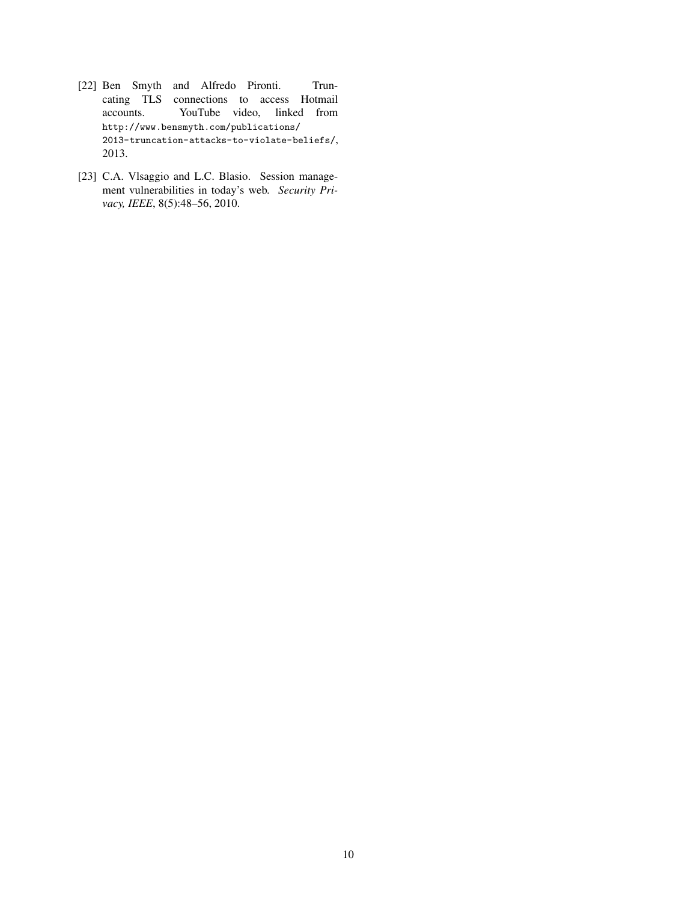[22] Ben Smyth and Alfredo Pironti. Truncating TLS connections to access Hotmail accounts. YouTube video, linked from http://www.bensmyth.com/publications/2013-truncation-attacks-to-violate-beliefs/, 2013.

[23] C.A. Vlsaggio and L.C. Blasio. Session management vulnerabilities in today's web. *Security Privacy, IEEE*, 8(5):48–56, 2010.